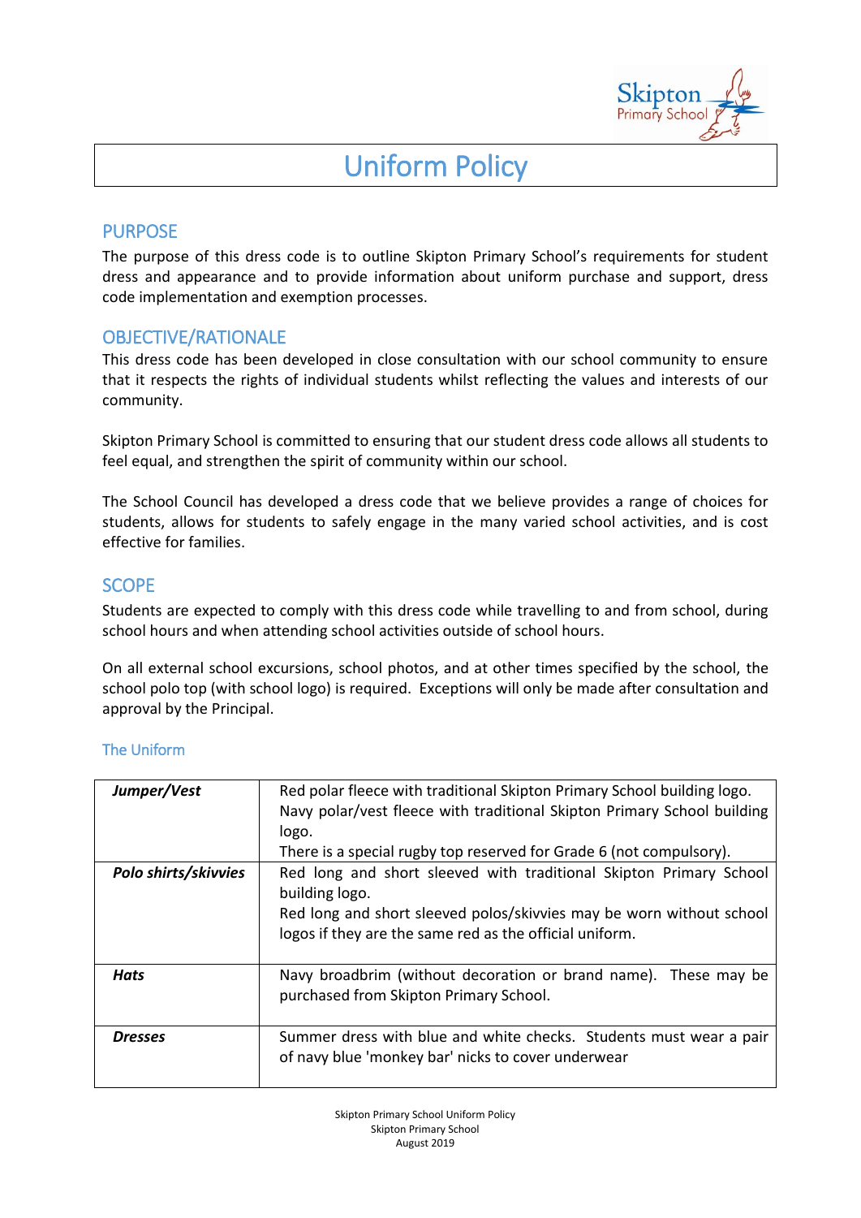# Uniform Policy

## PURPOSE

The purpose of this dress code is to outline Skipton Primary School's requirements for student dress and appearance and to provide information about uniform purchase and support, dress code implementation and exemption processes.

## OBJECTIVE/RATIONALE

This dress code has been developed in close consultation with our school community to ensure that it respects the rights of individual students whilst reflecting the values and interests of our community.

Skipton Primary School is committed to ensuring that our student dress code allows all students to feel equal, and strengthen the spirit of community within our school.

The School Council has developed a dress code that we believe provides a range of choices for students, allows for students to safely engage in the many varied school activities, and is cost effective for families.

## SCOPE

Students are expected to comply with this dress code while travelling to and from school, during school hours and when attending school activities outside of school hours.

On all external school excursions, school photos, and at other times specified by the school, the school polo top (with school logo) is required. Exceptions will only be made after consultation and approval by the Principal.

### The Uniform

| | |
|---|---|
| ***Jumper/Vest*** | Red polar fleece with traditional Skipton Primary School building logo.<br>Navy polar/vest fleece with traditional Skipton Primary School building logo.<br>There is a special rugby top reserved for Grade 6 (not compulsory). |
| ***Polo shirts/skivvies*** | Red long and short sleeved with traditional Skipton Primary School building logo.<br>Red long and short sleeved polos/skivvies may be worn without school logos if they the same red as the official uniform. |
| ***Hats*** | Navy broadbrim (without decoration or brand name). These may be purchased from Skipton Primary School. |
| ***Dresses*** | Summer dress with blue and white checks. Students must wear a pair of navy blue 'monkey bar' nicks to cover underwear |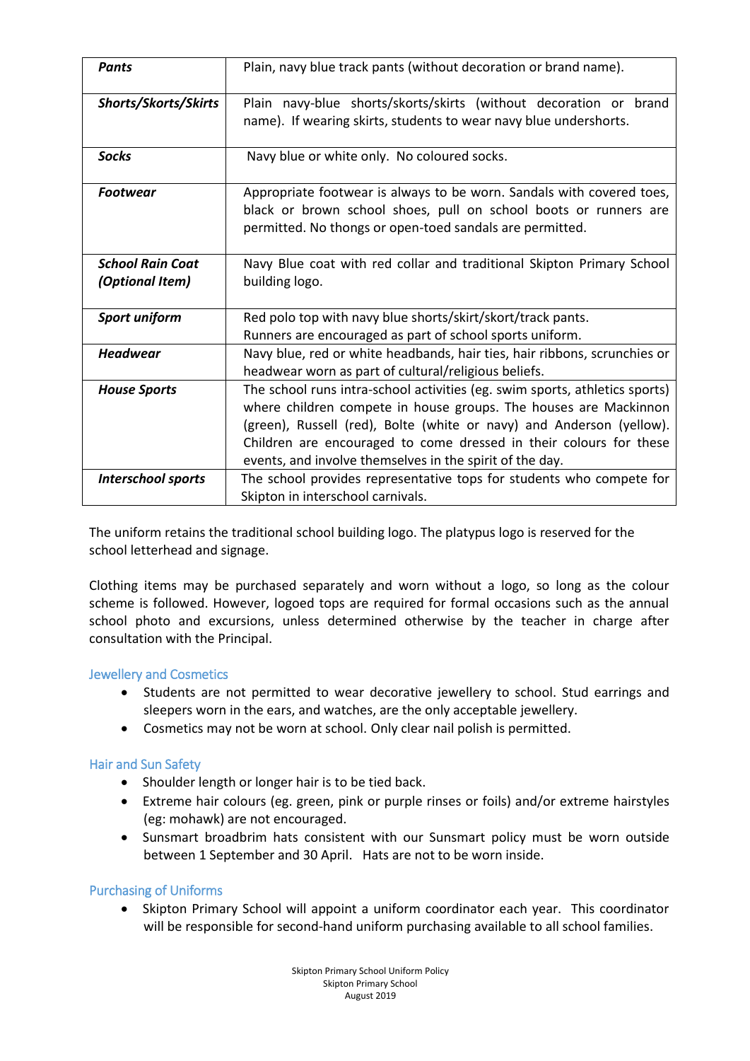| | |
|---|---|
| ***Pants*** | Plain, navy blue track pants (without decoration or brand name). |
| ***Shorts/Skorts/Skirts*** | Plain navy-blue shorts/skorts/skirts (without decoration or brand name). If wearing skirts, students to wear navy blue undershorts. |
| ***Socks*** | Navy blue or white only. No coloured socks. |
| ***Footwear*** | Appropriate footwear is always to be worn. Sandals with covered toes, black or brown school shoes, pull on school boots or runners are permitted. No thongs or open-toed sandals are permitted. |
| ***School Rain Coat (Optional Item)*** | Navy Blue coat with red collar and traditional Skipton Primary School building logo. |
| ***Sport uniform*** | Red polo top with navy blue shorts/skirt/skort/track pants. Runners are encouraged as part of school sports uniform. |
| ***Headwear*** | Navy blue, red or white headbands, hair ties, hair ribbons, scrunchies or headwear worn as part of cultural/religious beliefs. |
| ***House Sports*** | The school runs intra-school activities (eg. swim sports, athletics sports) where children compete in house groups. The houses are Mackinnon (green), Russell (red), Bolte (white or navy) and Anderson (yellow). Children are encouraged to come dressed in their colours for these events, and involve themselves in the spirit of the day. |
| ***Interschool sports*** | The school provides representative tops for students who compete for Skipton in interschool carnivals. |

The uniform retains the traditional school building logo. The platypus logo is reserved for the school letterhead and signage.

Clothing items may be purchased separately and worn without a logo, so long as the colour scheme is followed. However, logoed tops are required for formal occasions such as the annual school photo and excursions, unless determined otherwise by the teacher in charge after consultation with the Principal.

## Jewellery and Cosmetics

- Students are not permitted to wear decorative jewellery to school. Stud earrings and sleepers worn in the ears, and watches, are the only acceptable jewellery.
- Cosmetics may not be worn at school. Only clear nail polish is permitted.

## Hair and Sun Safety

- Shoulder length or longer hair is to be tied back.
- Extreme hair colours (eg. green, pink or purple rinses or foils) and/or extreme hairstyles (eg: mohawk) are not encouraged.
- Sunsmart broadbrim hats consistent with our Sunsmart policy must be worn outside between 1 September and 30 April. Hats are not to be worn inside.

## Purchasing of Uniforms

- Skipton Primary School will appoint a uniform coordinator each year. This coordinator will be responsible for second-hand uniform purchasing available to all school families.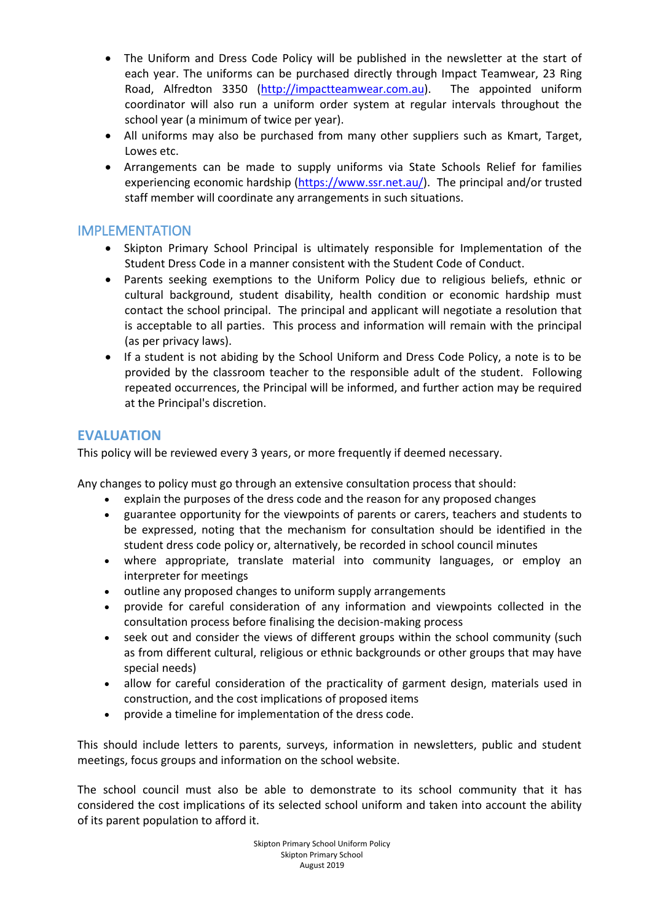- The Uniform and Dress Code Policy will be published in the newsletter at the start of each year. The uniforms can be purchased directly through Impact Teamwear, 23 Ring Road, Alfredton 3350 (http://impactteamwear.com.au). The appointed uniform coordinator will also run a uniform order system at regular intervals throughout the school year (a minimum of twice per year).
- All uniforms may also be purchased from many other suppliers such as Kmart, Target, Lowes etc.
- Arrangements can be made to supply uniforms via State Schools Relief for families experiencing economic hardship (https://www.ssr.net.au/). The principal and/or trusted staff member will coordinate any arrangements in such situations.

## IMPLEMENTATION

- Skipton Primary School Principal is ultimately responsible for Implementation of the Student Dress Code in a manner consistent with the Student Code of Conduct.
- Parents seeking exemptions to the Uniform Policy due to religious beliefs, ethnic or cultural background, student disability, health condition or economic hardship must contact the school principal. The principal and applicant will negotiate a resolution that is acceptable to all parties. This process and information will remain with the principal (as per privacy laws).
- If a student is not abiding by the School Uniform and Dress Code Policy, a note is to be provided by the classroom teacher to the responsible adult of the student. Following repeated occurrences, the Principal will be informed, and further action may be required at the Principal's discretion.

## EVALUATION

This policy will be reviewed every 3 years, or more frequently if deemed necessary.

Any changes to policy must go through an extensive consultation process that should:

- explain the purposes of the dress code and the reason for any proposed changes
- guarantee opportunity for the viewpoints of parents or carers, teachers and students to be expressed, noting that the mechanism for consultation should be identified in the student dress code policy or, alternatively, be recorded in school council minutes
- where appropriate, translate material into community languages, or employ an interpreter for meetings
- outline any proposed changes to uniform supply arrangements
- provide for careful consideration of any information and viewpoints collected in the consultation process before finalising the decision-making process
- seek out and consider the views of different groups within the school community (such as from different cultural, religious or ethnic backgrounds or other groups that may have special needs)
- allow for careful consideration of the practicality of garment design, materials used in construction, and the cost implications of proposed items
- provide a timeline for implementation of the dress code.

This should include letters to parents, surveys, information in newsletters, public and student meetings, focus groups and information on the school website.

The school council must also be able to demonstrate to its school community that it has considered the cost implications of its selected school uniform and taken into account the ability of its parent population to afford it.